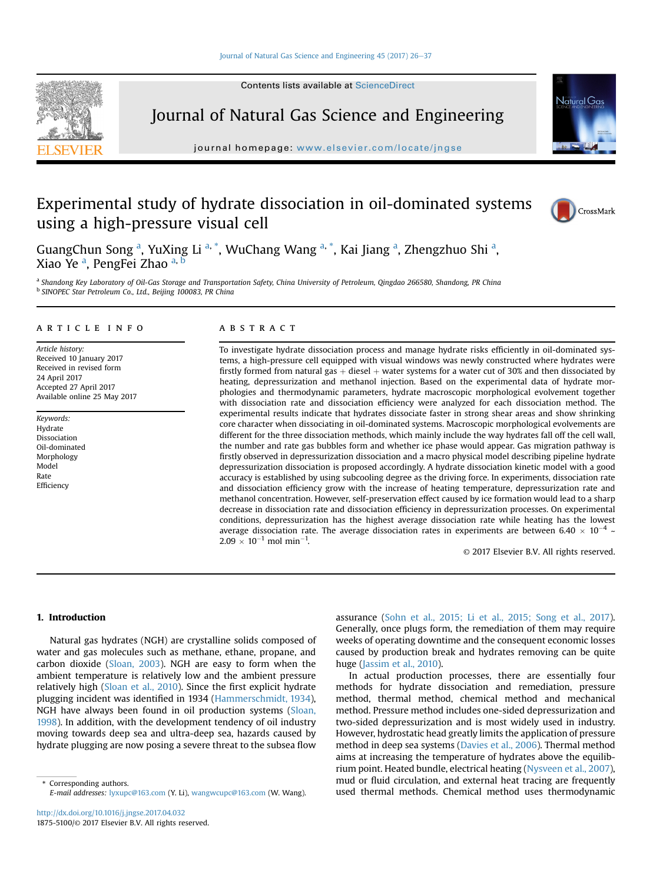# Experimental study of hydrate dissociation in oil-dominated systems using a high-pressure visual cell

GuangChun Song [a], YuXing Li [a, *], WuChang Wang [a, *], Kai Jiang [a], Zhengzhuo Shi [a], Xiao Ye [a], PengFei Zhao [a, b]

[a] Shandong Key Laboratory of Oil-Gas Storage and Transportation Safety, China University of Petroleum, Qingdao 266580, Shandong, PR China
[b] SINOPEC Star Petroleum Co., Ltd., Beijing 100083, PR China

## ARTICLE INFO

*Article history:*
Received 10 January 2017
Received in revised form
24 April 2017
Accepted 27 April 2017
Available online 25 May 2017

*Keywords:*
Hydrate
Dissociation
Oil-dominated
Morphology
Model
Rate
Efficiency

## ABSTRACT

To investigate hydrate dissociation process and manage hydrate risks efficiently in oil-dominated systems, a high-pressure cell equipped with visual windows was newly constructed where hydrates were firstly formed from natural gas + diesel + water systems for a water cut of 30% and then dissociated by heating, depressurization and methanol injection. Based on the experimental data of hydrate morphologies and thermodynamic parameters, hydrate macroscopic morphological evolvement together with dissociation rate and dissociation efficiency were analyzed for each dissociation method. The experimental results indicate that hydrates dissociate faster in strong shear areas and show shrinking core character when dissociating in oil-dominated systems. Macroscopic morphological evolvements are different for the three dissociation methods, which mainly include the way hydrates fall off the cell wall, the number and rate gas bubbles form and whether ice phase would appear. Gas migration pathway is firstly observed in depressurization dissociation and a macro physical model describing pipeline hydrate depressurization dissociation is proposed accordingly. A hydrate dissociation kinetic model with a good accuracy is established by using subcooling degree as the driving force. In experiments, dissociation rate and dissociation efficiency grow with the increase of heating temperature, depressurization rate and methanol concentration. However, self-preservation effect caused by ice formation would lead to a sharp decrease in dissociation rate and dissociation efficiency in depressurization processes. On experimental conditions, depressurization has the highest average dissociation rate while heating has the lowest average dissociation rate. The average dissociation rates in experiments are between $6.40 \times 10^{-4}$ ~ $2.09 \times 10^{-1}$ mol min$^{-1}$.

© 2017 Elsevier B.V. All rights reserved.

## 1. Introduction

Natural gas hydrates (NGH) are crystalline solids composed of water and gas molecules such as methane, ethane, propane, and carbon dioxide (Sloan, 2003). NGH are easy to form when the ambient temperature is relatively low and the ambient pressure relatively high (Sloan et al., 2010). Since the first explicit hydrate plugging incident was identified in 1934 (Hammerschmidt, 1934), NGH have always been found in oil production systems (Sloan, 1998). In addition, with the development tendency of oil industry moving towards deep sea and ultra-deep sea, hazards caused by hydrate plugging are now posing a severe threat to the subsea flow assurance (Sohn et al., 2015; Li et al., 2015; Song et al., 2017). Generally, once plugs form, the remediation of them may require weeks of operating downtime and the consequent economic losses caused by production break and hydrates removing can be quite huge (Jassim et al., 2010).

In actual production processes, there are essentially four methods for hydrate dissociation and remediation, pressure method, thermal method, chemical method and mechanical method. Pressure method includes one-sided depressurization and two-sided depressurization and is most widely used in industry. However, hydrostatic head greatly limits the application of pressure method in deep sea systems (Davies et al., 2006). Thermal method aims at increasing the temperature of hydrates above the equilibrium point. Heated bundle, electrical heating (Nysveen et al., 2007), mud or fluid circulation, and external heat tracing are frequently used thermal methods. Chemical method uses thermodynamic

\* Corresponding authors.
E-mail addresses: lyxupc@163.com (Y. Li), wangwcupc@163.com (W. Wang).

http://dx.doi.org/10.1016/j.jngse.2017.04.032
1875-5100/© 2017 Elsevier B.V. All rights reserved.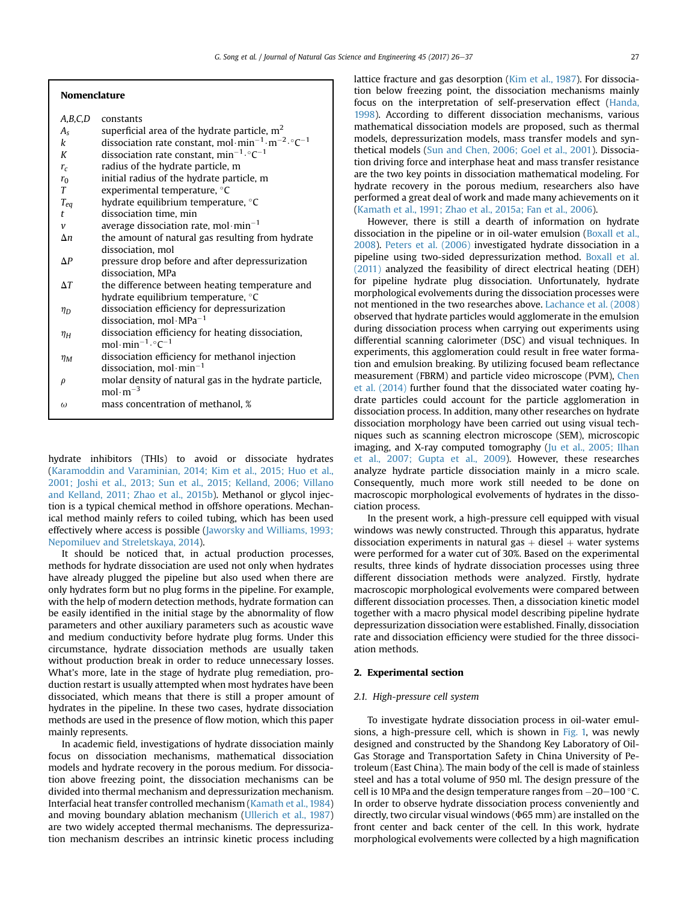## Nomenclature

| | |
|---|---|
| $A, B, C, D$ | constants |
| $A_s$ | superficial area of the hydrate particle, $m^2$ |
| $k$ | dissociation rate constant, $mol \cdot min^{-1} \cdot m^{-2} \cdot {}^{\circ}C^{-1}$ |
| $K$ | dissociation rate constant, $min^{-1} \cdot {}^{\circ}C^{-1}$ |
| $r_c$ | radius of the hydrate particle, m |
| $r_0$ | initial radius of the hydrate particle, m |
| $T$ | experimental temperature, °C |
| $T_{eq}$ | hydrate equilibrium temperature, °C |
| $t$ | dissociation time, min |
| $v$ | average dissociation rate, $mol \cdot min^{-1}$ |
| $\Delta n$ | the amount of natural gas resulting from hydrate dissociation, mol |
| $\Delta P$ | pressure drop before and after depressurization dissociation, MPa |
| $\Delta T$ | the difference between heating temperature and hydrate equilibrium temperature, °C |
| $\eta_D$ | dissociation efficiency for depressurization dissociation, $mol \cdot MPa^{-1}$ |
| $\eta_H$ | dissociation efficiency for heating dissociation, $mol \cdot min^{-1} \cdot {}^{\circ}C^{-1}$ |
| $\eta_M$ | dissociation efficiency for methanol injection dissociation, $mol \cdot min^{-1}$ |
| $\rho$ | molar density of natural gas in the hydrate particle, $mol \cdot m^{-3}$ |
| $\omega$ | mass concentration of methanol, % |

hydrate inhibitors (THIs) to avoid or dissociate hydrates (Karamoddin and Varaminian, 2014; Kim et al., 2015; Huo et al., 2001; Joshi et al., 2013; Sun et al., 2015; Kelland, 2006; Villano and Kelland, 2011; Zhao et al., 2015b). Methanol or glycol injection is a typical chemical method in offshore operations. Mechanical method mainly refers to coiled tubing, which has been used effectively where access is possible (Jaworsky and Williams, 1993; Nepomiluev and Streletskaya, 2014).

It should be noticed that, in actual production processes, methods for hydrate dissociation are used not only when hydrates have already plugged the pipeline but also used when there are only hydrates form but no plug forms in the pipeline. For example, with the help of modern detection methods, hydrate formation can be easily identified in the initial stage by the abnormality of flow parameters and other auxiliary parameters such as acoustic wave and medium conductivity before hydrate plug forms. Under this circumstance, hydrate dissociation methods are usually taken without production break in order to reduce unnecessary losses. What's more, late in the stage of hydrate plug remediation, production restart is usually attempted when most hydrates have been dissociated, which means that there is still a proper amount of hydrates in the pipeline. In these two cases, hydrate dissociation methods are used in the presence of flow motion, which this paper mainly represents.

In academic field, investigations of hydrate dissociation mainly focus on dissociation mechanisms, mathematical dissociation models and hydrate recovery in the porous medium. For dissociation above freezing point, the dissociation mechanisms can be divided into thermal mechanism and depressurization mechanism. Interfacial heat transfer controlled mechanism (Kamath et al., 1984) and moving boundary ablation mechanism (Ullerich et al., 1987) are two widely accepted thermal mechanisms. The depressurization mechanism describes an intrinsic kinetic process including lattice fracture and gas desorption (Kim et al., 1987). For dissociation below freezing point, the dissociation mechanisms mainly focus on the interpretation of self-preservation effect (Handa, 1998). According to different dissociation mechanisms, various mathematical dissociation models are proposed, such as thermal models, depressurization models, mass transfer models and synthetical models (Sun and Chen, 2006; Goel et al., 2001). Dissociation driving force and interphase heat and mass transfer resistance are the two key points in dissociation mathematical modeling. For hydrate recovery in the porous medium, researchers also have performed a great deal of work and made many achievements on it (Kamath et al., 1991; Zhao et al., 2015a; Fan et al., 2006).

However, there is still a dearth of information on hydrate dissociation in the pipeline or in oil-water emulsion (Boxall et al., 2008). Peters et al. (2006) investigated hydrate dissociation in a pipeline using two-sided depressurization method. Boxall et al. (2011) analyzed the feasibility of direct electrical heating (DEH) for pipeline hydrate plug dissociation. Unfortunately, hydrate morphological evolvements during the dissociation processes were not mentioned in the two researches above. Lachance et al. (2008) observed that hydrate particles would agglomerate in the emulsion during dissociation process when carrying out experiments using differential scanning calorimeter (DSC) and visual techniques. In experiments, this agglomeration could result in free water formation and emulsion breaking. By utilizing focused beam reflectance measurement (FBRM) and particle video microscope (PVM), Chen et al. (2014) further found that the dissociated water coating hydrate particles could account for the particle agglomeration in dissociation process. In addition, many other researches on hydrate dissociation morphology have been carried out using visual techniques such as scanning electron microscope (SEM), microscopic imaging, and X-ray computed tomography (Ju et al., 2005; Ilhan et al., 2007; Gupta et al., 2009). However, these researches analyze hydrate particle dissociation mainly in a micro scale. Consequently, much more work still needed to be done on macroscopic morphological evolvements of hydrates in the dissociation process.

In the present work, a high-pressure cell equipped with visual windows was newly constructed. Through this apparatus, hydrate dissociation experiments in natural gas + diesel + water systems were performed for a water cut of 30%. Based on the experimental results, three kinds of hydrate dissociation processes using three different dissociation methods were analyzed. Firstly, hydrate macroscopic morphological evolvements were compared between different dissociation processes. Then, a dissociation kinetic model together with a macro physical model describing pipeline hydrate depressurization dissociation were established. Finally, dissociation rate and dissociation efficiency were studied for the three dissociation methods.

## 2. Experimental section

### 2.1. High-pressure cell system

To investigate hydrate dissociation process in oil-water emulsions, a high-pressure cell, which is shown in Fig. 1, was newly designed and constructed by the Shandong Key Laboratory of Oil-Gas Storage and Transportation Safety in China University of Petroleum (East China). The main body of the cell is made of stainless steel and has a total volume of 950 ml. The design pressure of the cell is 10 MPa and the design temperature ranges from −20–100 °C. In order to observe hydrate dissociation process conveniently and directly, two circular visual windows (Φ65 mm) are installed on the front center and back center of the cell. In this work, hydrate morphological evolvements were collected by a high magnification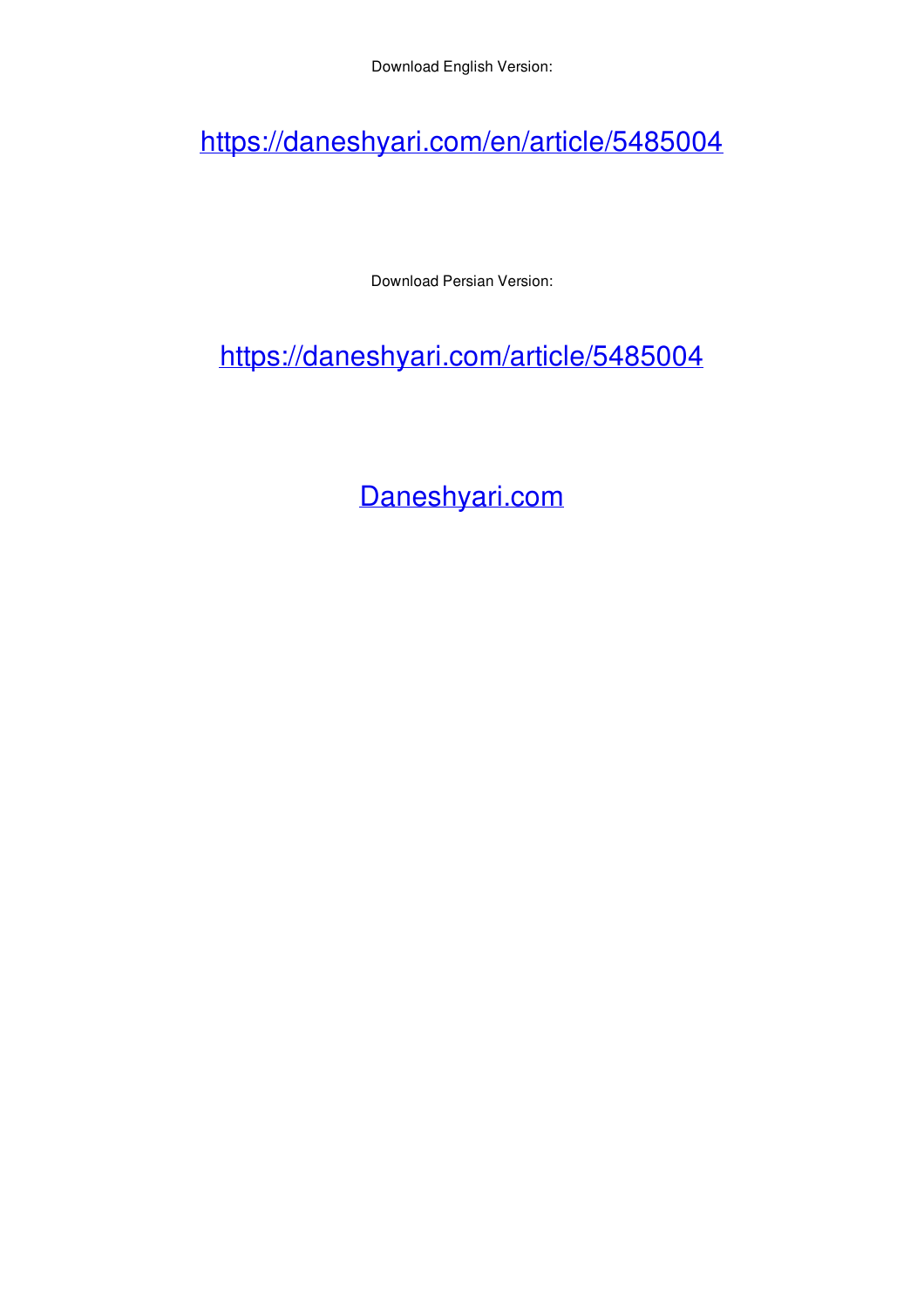Download English Version:

https://daneshyari.com/en/article/5485004

Download Persian Version:

https://daneshyari.com/article/5485004

Daneshyari.com